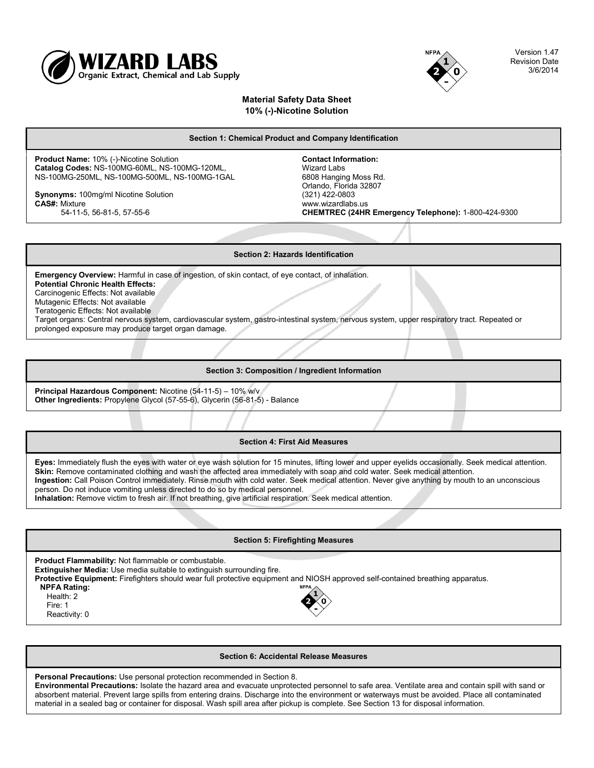**WIZARD LABS**
Organic Extract, Chemical and Lab Supply

NFPA: Health 2, Fire 1, Reactivity 0

Version 1.47
Revision Date
3/6/2014

# Material Safety Data Sheet
## 10% (-)-Nicotine Solution

### Section 1: Chemical Product and Company Identification

**Product Name:** 10% (-)-Nicotine Solution
**Catalog Codes:** NS-100MG-60ML, NS-100MG-120ML, NS-100MG-250ML, NS-100MG-500ML, NS-100MG-1GAL

**Synonyms:** 100mg/ml Nicotine Solution
**CAS#:** Mixture
54-11-5, 56-81-5, 57-55-6

**Contact Information:**
Wizard Labs
6808 Hanging Moss Rd.
Orlando, Florida 32807
(321) 422-0803
www.wizardlabs.us
**CHEMTREC (24HR Emergency Telephone):** 1-800-424-9300

### Section 2: Hazards Identification

**Emergency Overview:** Harmful in case of ingestion, of skin contact, of eye contact, of inhalation.
**Potential Chronic Health Effects:**
Carcinogenic Effects: Not available
Mutagenic Effects: Not available
Teratogenic Effects: Not available
Target organs: Central nervous system, cardiovascular system, gastro-intestinal system, nervous system, upper respiratory tract. Repeated or prolonged exposure may produce target organ damage.

### Section 3: Composition / Ingredient Information

**Principal Hazardous Component:** Nicotine (54-11-5) – 10% w/v
**Other Ingredients:** Propylene Glycol (57-55-6), Glycerin (56-81-5) - Balance

### Section 4: First Aid Measures

**Eyes:** Immediately flush the eyes with water or eye wash solution for 15 minutes, lifting lower and upper eyelids occasionally. Seek medical attention.
**Skin:** Remove contaminated clothing and wash the affected area immediately with soap and cold water. Seek medical attention.
**Ingestion:** Call Poison Control immediately. Rinse mouth with cold water. Seek medical attention. Never give anything by mouth to an unconscious person. Do not induce vomiting unless directed to do so by medical personnel.
**Inhalation:** Remove victim to fresh air. If not breathing, give artificial respiration. Seek medical attention.

### Section 5: Firefighting Measures

**Product Flammability:** Not flammable or combustable.
**Extinguisher Media:** Use media suitable to extinguish surrounding fire.
**Protective Equipment:** Firefighters should wear full protective equipment and NIOSH approved self-contained breathing apparatus.
**NPFA Rating:**
Health: 2
Fire: 1
Reactivity: 0

### Section 6: Accidental Release Measures

**Personal Precautions:** Use personal protection recommended in Section 8.
**Environmental Precautions:** Isolate the hazard area and evacuate unprotected personnel to safe area. Ventilate area and contain spill with sand or absorbent material. Prevent large spills from entering drains. Discharge into the environment or waterways must be avoided. Place all contaminated material in a sealed bag or container for disposal. Wash spill area after pickup is complete. See Section 13 for disposal information.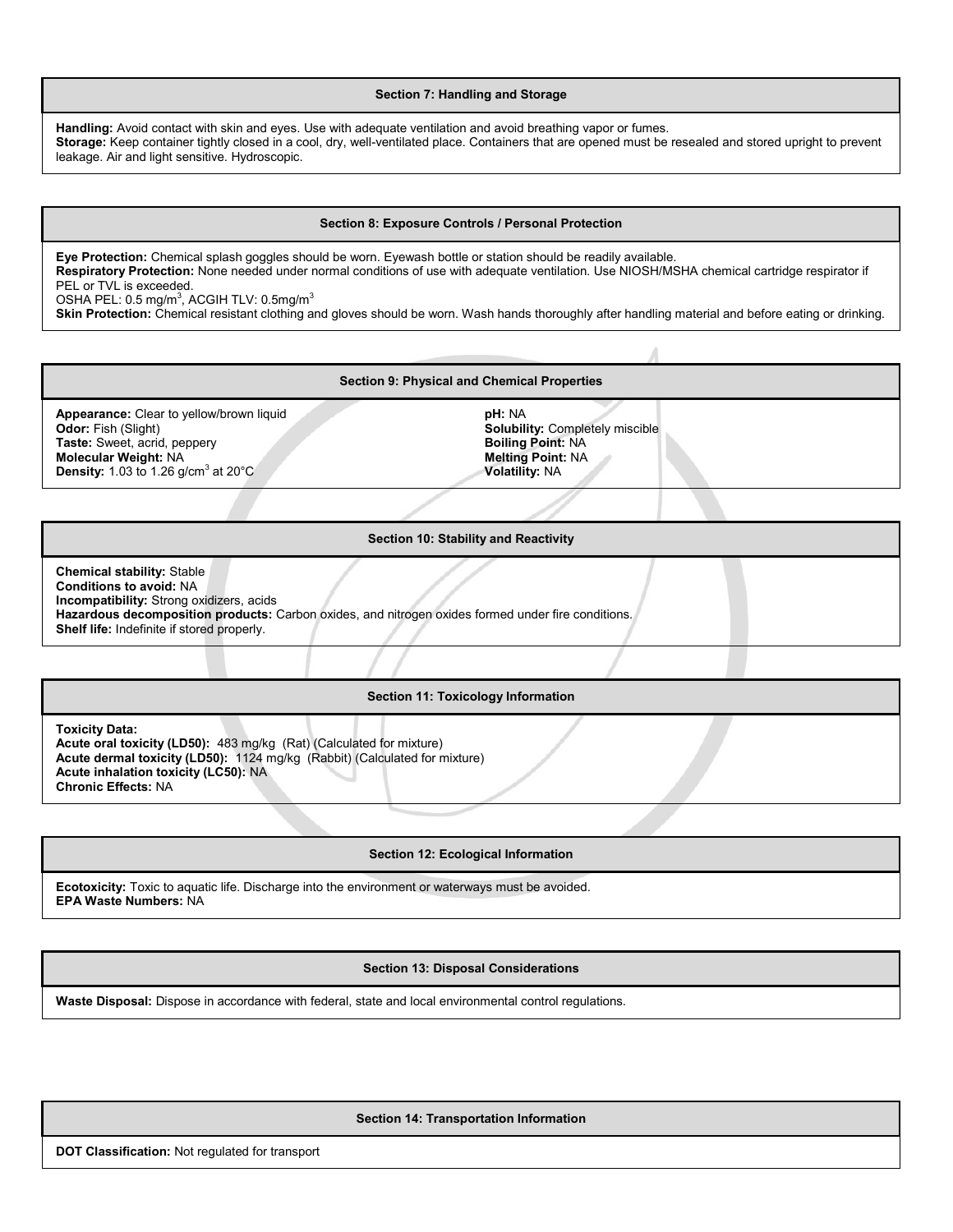## Section 7: Handling and Storage

**Handling:** Avoid contact with skin and eyes. Use with adequate ventilation and avoid breathing vapor or fumes.
**Storage:** Keep container tightly closed in a cool, dry, well-ventilated place. Containers that are opened must be resealed and stored upright to prevent leakage. Air and light sensitive. Hydroscopic.

## Section 8: Exposure Controls / Personal Protection

**Eye Protection:** Chemical splash goggles should be worn. Eyewash bottle or station should be readily available.
**Respiratory Protection:** None needed under normal conditions of use with adequate ventilation. Use NIOSH/MSHA chemical cartridge respirator if PEL or TVL is exceeded.
OSHA PEL: 0.5 mg/m$^3$, ACGIH TLV: 0.5mg/m$^3$
**Skin Protection:** Chemical resistant clothing and gloves should be worn. Wash hands thoroughly after handling material and before eating or drinking.

## Section 9: Physical and Chemical Properties

**Appearance:** Clear to yellow/brown liquid
**Odor:** Fish (Slight)
**Taste:** Sweet, acrid, peppery
**Molecular Weight:** NA
**Density:** 1.03 to 1.26 g/cm$^3$ at 20°C
**pH:** NA
**Solubility:** Completely miscible
**Boiling Point:** NA
**Melting Point:** NA
**Volatility:** NA

## Section 10: Stability and Reactivity

**Chemical stability:** Stable
**Conditions to avoid:** NA
**Incompatibility:** Strong oxidizers, acids
**Hazardous decomposition products:** Carbon oxides, and nitrogen oxides formed under fire conditions.
**Shelf life:** Indefinite if stored properly.

## Section 11: Toxicology Information

**Toxicity Data:**
**Acute oral toxicity (LD50):** 483 mg/kg (Rat) (Calculated for mixture)
**Acute dermal toxicity (LD50):** 1124 mg/kg (Rabbit) (Calculated for mixture)
**Acute inhalation toxicity (LC50):** NA
**Chronic Effects:** NA

## Section 12: Ecological Information

**Ecotoxicity:** Toxic to aquatic life. Discharge into the environment or waterways must be avoided.
**EPA Waste Numbers:** NA

## Section 13: Disposal Considerations

**Waste Disposal:** Dispose in accordance with federal, state and local environmental control regulations.

## Section 14: Transportation Information

**DOT Classification:** Not regulated for transport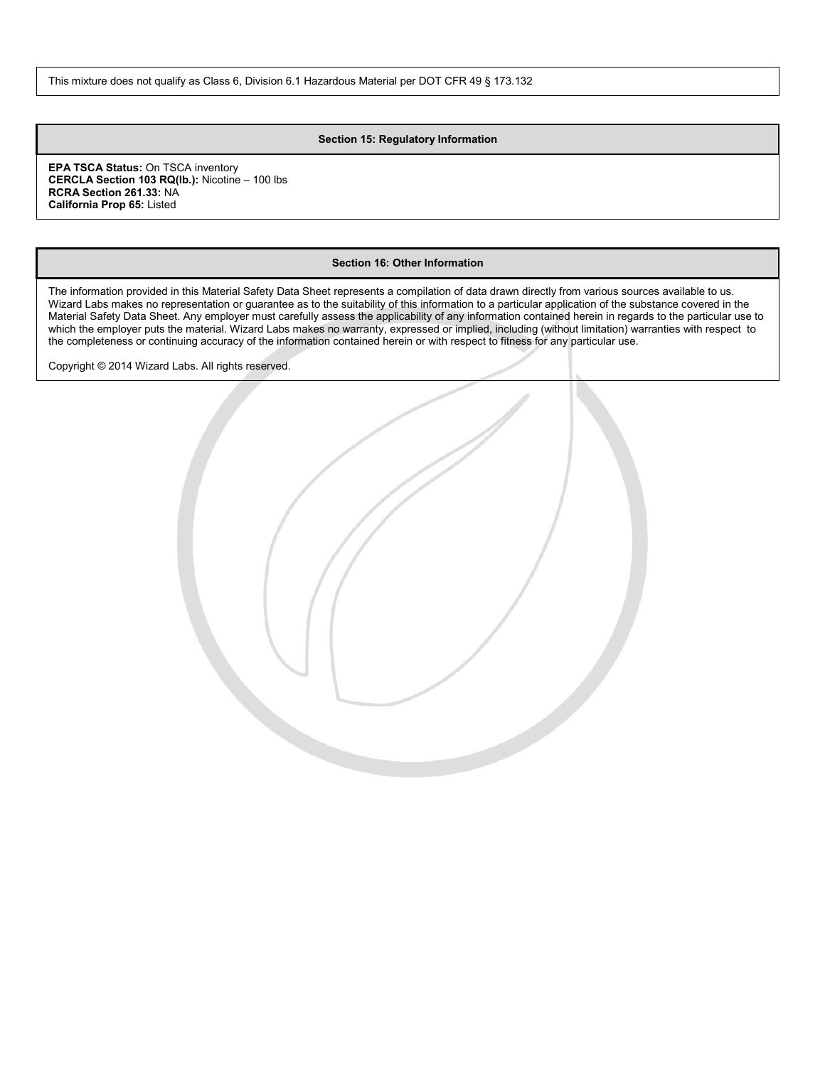This mixture does not qualify as Class 6, Division 6.1 Hazardous Material per DOT CFR 49 § 173.132

## Section 15: Regulatory Information

**EPA TSCA Status:** On TSCA inventory
**CERCLA Section 103 RQ(lb.):** Nicotine – 100 lbs
**RCRA Section 261.33:** NA
**California Prop 65:** Listed

## Section 16: Other Information

The information provided in this Material Safety Data Sheet represents a compilation of data drawn directly from various sources available to us. Wizard Labs makes no representation or guarantee as to the suitability of this information to a particular application of the substance covered in the Material Safety Data Sheet. Any employer must carefully assess the applicability of any information contained herein in regards to the particular use to which the employer puts the material. Wizard Labs makes no warranty, expressed or implied, including (without limitation) warranties with respect to the completeness or continuing accuracy of the information contained herein or with respect to fitness for any particular use.

Copyright © 2014 Wizard Labs. All rights reserved.